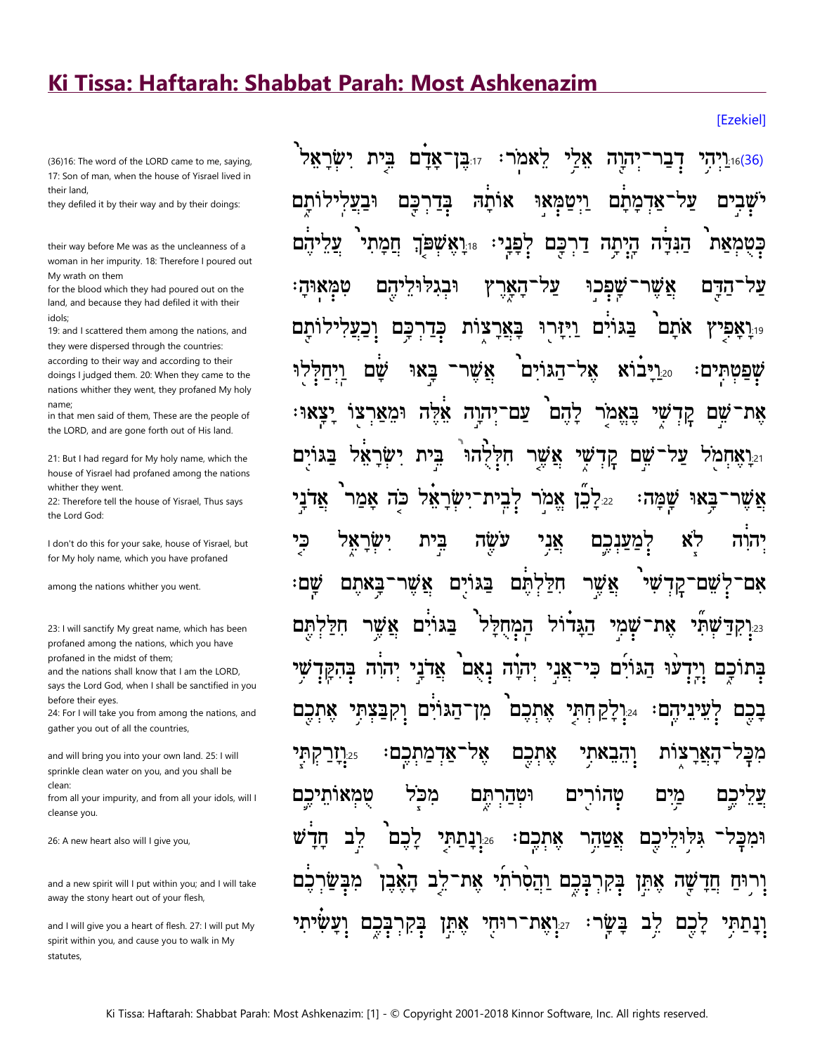# Ki Tissa: Haftarah: Shabbat Parah: Most Ashkenazim

[Ezekiel]

(36)16: The word of the LORD came to me, saying, 17: Son of man, when the house of Yisrael lived in their land,
they defiled it by their way and by their doings:

their way before Me was as the uncleanness of a woman in her impurity. 18: Therefore I poured out My wrath on them
for the blood which they had poured out on the land, and because they had defiled it with their idols;
19: and I scattered them among the nations, and they were dispersed through the countries:
according to their way and according to their doings I judged them. 20: When they came to the nations whither they went, they profaned My holy name;
in that men said of them, These are the people of the LORD, and are gone forth out of His land.

21: But I had regard for My holy name, which the house of Yisrael had profaned among the nations whither they went.
22: Therefore tell the house of Yisrael, Thus says the Lord God:

I don't do this for your sake, house of Yisrael, but for My holy name, which you have profaned

among the nations whither you went.

23: I will sanctify My great name, which has been profaned among the nations, which you have profaned in the midst of them;
and the nations shall know that I am the LORD, says the Lord God, when I shall be sanctified in you before their eyes.
24: For I will take you from among the nations, and gather you out of all the countries,

and will bring you into your own land. 25: I will sprinkle clean water on you, and you shall be clean:
from all your impurity, and from all your idols, will I cleanse you.

26: A new heart also will I give you,

and a new spirit will I put within you; and I will take away the stony heart out of your flesh,

and I will give you a heart of flesh. 27: I will put My spirit within you, and cause you to walk in My statutes,

(36)16 וַיְהִ֥י דְבַר־יְהוָ֖ה אֵלַ֥י לֵאמֹֽר׃ 17 בֶּן־אָדָ֗ם בֵּ֤ית יִשְׂרָאֵל֙ יֹשְׁבִ֣ים עַל־אַדְמָתָ֔ם וַיְטַמְּא֣וּ אוֹתָ֔הּ בְּדַרְכָּ֖ם וּבַעֲלִילוֹתָ֑ם כְּטֻמְאַת֙ הַנִּדָּ֔ה הָיְתָ֥ה דַרְכָּ֖ם לְפָנָֽי׃ 18 וָאֶשְׁפֹּ֤ךְ חֲמָתִי֙ עֲלֵיהֶ֔ם עַל־הַדָּ֖ם אֲשֶׁר־שָׁפְכ֣וּ עַל־הָאָ֑רֶץ וּבְגִלּוּלֵיהֶ֖ם טִמְּאֽוּהָ׃ 19 וָאָפִ֤יץ אֹתָם֙ בַּגּוֹיִ֔ם וַיִּזָּר֖וּ בָּאֲרָצ֑וֹת כְּדַרְכָּ֥ם וְכַעֲלִילוֹתָ֖ם שְׁפַטְתִּֽים׃ 20 וַיָּב֗וֹא אֶל־הַגּוֹיִם֙ אֲשֶׁר־בָּ֣אוּ שָׁ֔ם וַֽיְחַלְּל֖וּ אֶת־שֵׁ֣ם קָדְשִׁ֑י בֶּאֱמֹ֤ר לָהֶם֙ עַם־יְהוָ֣ה אֵ֔לֶּה וּמֵאַרְצ֖וֹ יָצָֽאוּ׃ 21 וָאֶחְמֹ֖ל עַל־שֵׁ֣ם קָדְשִׁ֑י אֲשֶׁ֤ר חִלְּלֻ֙הוּ֙ בֵּ֣ית יִשְׂרָאֵ֔ל בַּגּוֹיִ֖ם אֲשֶׁר־בָּ֥אוּ שָֽׁמָּה׃ 22 לָכֵ֞ן אֱמֹ֣ר לְבֵית־יִשְׂרָאֵ֗ל כֹּ֤ה אָמַר֙ אֲדֹנָ֣י יְהוִ֔ה לֹ֧א לְמַעַנְכֶ֛ם אֲנִ֥י עֹשֶׂ֖ה בֵּ֣ית יִשְׂרָאֵ֑ל כִּ֤י אִם־לְשֵׁם־קָדְשִׁי֙ אֲשֶׁ֣ר חִלַּלְתֶּ֔ם בַּגּוֹיִ֖ם אֲשֶׁר־בָּ֥אתֶם שָֽׁם׃ 23 וְקִדַּשְׁתִּ֞י אֶת־שְׁמִ֣י הַגָּד֗וֹל הַֽמְחֻלָּל֙ בַּגּוֹיִ֔ם אֲשֶׁ֥ר חִלַּלְתֶּ֖ם בְּתוֹכָ֑ם וְיָדְע֨וּ הַגּוֹיִ֜ם כִּֽי־אֲנִ֣י יְהוָ֗ה נְאֻם֙ אֲדֹנָ֣י יְהוִ֔ה בְּהִקָּדְשִׁ֥י בָכֶ֖ם לְעֵינֵיהֶֽם׃ 24 וְלָקַחְתִּ֤י אֶתְכֶם֙ מִן־הַגּוֹיִ֔ם וְקִבַּצְתִּ֥י אֶתְכֶ֖ם מִכָּל־הָאֲרָצ֑וֹת וְהֵבֵאתִ֥י אֶתְכֶ֖ם אֶל־אַדְמַתְכֶֽם׃ 25 וְזָרַקְתִּ֧י עֲלֵיכֶ֛ם מַ֥יִם טְהוֹרִ֖ים וּטְהַרְתֶּ֑ם מִכֹּ֧ל טֻמְאוֹתֵיכֶ֛ם וּמִכָּל־גִּלּוּלֵיכֶ֖ם אֲטַהֵ֥ר אֶתְכֶֽם׃ 26 וְנָתַתִּ֤י לָכֶם֙ לֵ֣ב חָדָ֔שׁ וְר֥וּחַ חֲדָשָׁ֖ה אֶתֵּ֣ן בְּקִרְבְּכֶ֑ם וַהֲסִ֨רֹתִ֜י אֶת־לֵ֤ב הָאֶ֙בֶן֙ מִבְּשַׂרְכֶ֔ם וְנָתַתִּ֥י לָכֶ֖ם לֵ֥ב בָּשָֽׂר׃ 27 וְאֶת־רוּחִ֖י אֶתֵּ֣ן בְּקִרְבְּכֶ֑ם וְעָשִׂ֗יתִי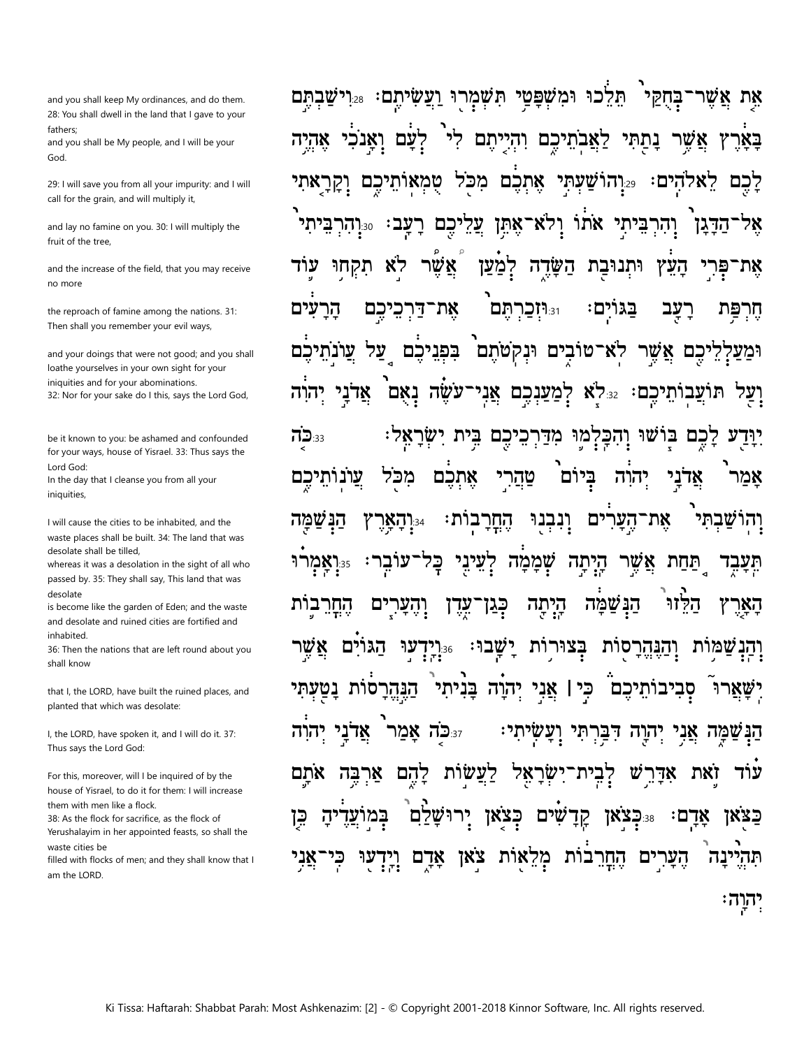and you shall keep My ordinances, and do them.
28: You shall dwell in the land that I gave to your fathers;
and you shall be My people, and I will be your God.

29: I will save you from all your impurity: and I will call for the grain, and will multiply it,

and lay no famine on you. 30: I will multiply the fruit of the tree,

and the increase of the field, that you may receive no more

the reproach of famine among the nations. 31: Then shall you remember your evil ways,

and your doings that were not good; and you shall loathe yourselves in your own sight for your iniquities and for your abominations.
32: Nor for your sake do I this, says the Lord God,

be it known to you: be ashamed and confounded for your ways, house of Yisrael. 33: Thus says the Lord God:
In the day that I cleanse you from all your iniquities,

I will cause the cities to be inhabited, and the waste places shall be built. 34: The land that was desolate shall be tilled,
whereas it was a desolation in the sight of all who passed by. 35: They shall say, This land that was desolate
is become like the garden of Eden; and the waste and desolate and ruined cities are fortified and inhabited.
36: Then the nations that are left round about you shall know

that I, the LORD, have built the ruined places, and planted that which was desolate:

I, the LORD, have spoken it, and I will do it. 37: Thus says the Lord God:

For this, moreover, will I be inquired of by the house of Yisrael, to do it for them: I will increase them with men like a flock.
38: As the flock for sacrifice, as the flock of Yerushalayim in her appointed feasts, so shall the waste cities be
filled with flocks of men; and they shall know that I am the LORD.

אֶת אֲשֶׁר־בְּחֻקַּי תֵּלֵכוּ וּמִשְׁפָּטַי תִּשְׁמְרוּ וַעֲשִׂיתֶם׃ 28 וִישַׁבְתֶּם
בָּאָרֶץ אֲשֶׁר נָתַתִּי לַאֲבֹתֵיכֶם וִהְיִיתֶם לִי לְעָם וְאָנֹכִי אֶהְיֶה
לָכֶם לֵאלֹהִים׃ 29 וְהוֹשַׁעְתִּי אֶתְכֶם מִכֹּל טֻמְאוֹתֵיכֶם וְקָרָאתִי
אֶל־הַדָּגָן וְהִרְבֵּיתִי אֹתוֹ וְלֹא־אֶתֵּן עֲלֵיכֶם רָעָב׃ 30 וְהִרְבֵּיתִי
אֶת־פְּרִי הָעֵץ וּתְנוּבַת הַשָּׂדֶה לְמַעַן אֲשֶׁר לֹא תִקְחוּ עוֹד
חֶרְפַּת רָעָב בַּגּוֹיִם׃ 31 וּזְכַרְתֶּם אֶת־דַּרְכֵיכֶם הָרָעִים
וּמַעַלְלֵיכֶם אֲשֶׁר לֹא־טוֹבִים וּנְקֹטֹתֶם בִּפְנֵיכֶם עַל עֲוֺנֹתֵיכֶם
וְעַל תּוֹעֲבוֹתֵיכֶם׃ 32 לֹא לְמַעַנְכֶם אֲנִי־עֹשֶׂה נְאֻם אֲדֹנָי יְהוִה
יִוָּדַע לָכֶם בּוֹשׁוּ וְהִכָּלְמוּ מִדַּרְכֵיכֶם בֵּית יִשְׂרָאֵל׃ 33 כֹּה
אָמַר אֲדֹנָי יְהוִה בְּיוֹם טַהֲרִי אֶתְכֶם מִכֹּל עֲוֺנוֹתֵיכֶם
וְהוֹשַׁבְתִּי אֶת־הֶעָרִים וְנִבְנוּ הֶחֳרָבוֹת׃ 34 וְהָאָרֶץ הַנְּשַׁמָּה
תֵּעָבֵד תַּחַת אֲשֶׁר הָיְתָה שְׁמָמָה לְעֵינֵי כָּל־עוֹבֵר׃ 35 וְאָמְרוּ
הָאָרֶץ הַלֵּזוּ הַנְּשַׁמָּה הָיְתָה כְּגַן־עֵדֶן וְהֶעָרִים הֶחֳרֵבוֹת
וְהַנְשַׁמּוֹת וְהַנֶּהֱרָסוֹת בְּצוּרוֹת יָשָׁבוּ׃ 36 וְיָדְעוּ הַגּוֹיִם אֲשֶׁר
יִשָּׁאֲרוּ סְבִיבוֹתֵיכֶם כִּי | אֲנִי יְהוָה בָּנִיתִי הַנֶּהֱרָסוֹת נָטַעְתִּי
הַנְּשַׁמָּה אֲנִי יְהוָה דִּבַּרְתִּי וְעָשִׂיתִי׃ 37 כֹּה אָמַר אֲדֹנָי יְהוִה
עוֹד זֹאת אִדָּרֵשׁ לְבֵית־יִשְׂרָאֵל לַעֲשׂוֹת לָהֶם אַרְבֶּה אֹתָם
כַּצֹּאן אָדָם׃ 38 כְּצֹאן קָדָשִׁים כְּצֹאן יְרוּשָׁלִַם בְּמוֹעֲדֶיהָ כֵּן
תִּהְיֶינָה הֶעָרִים הֶחֳרֵבוֹת מְלֵאוֹת צֹאן אָדָם וְיָדְעוּ כִּי־אֲנִי
יְהוָה׃

Ki Tissa: Haftarah: Shabbat Parah: Most Ashkenazim: [2] - © Copyright 2001-2018 Kinnor Software, Inc. All rights reserved.